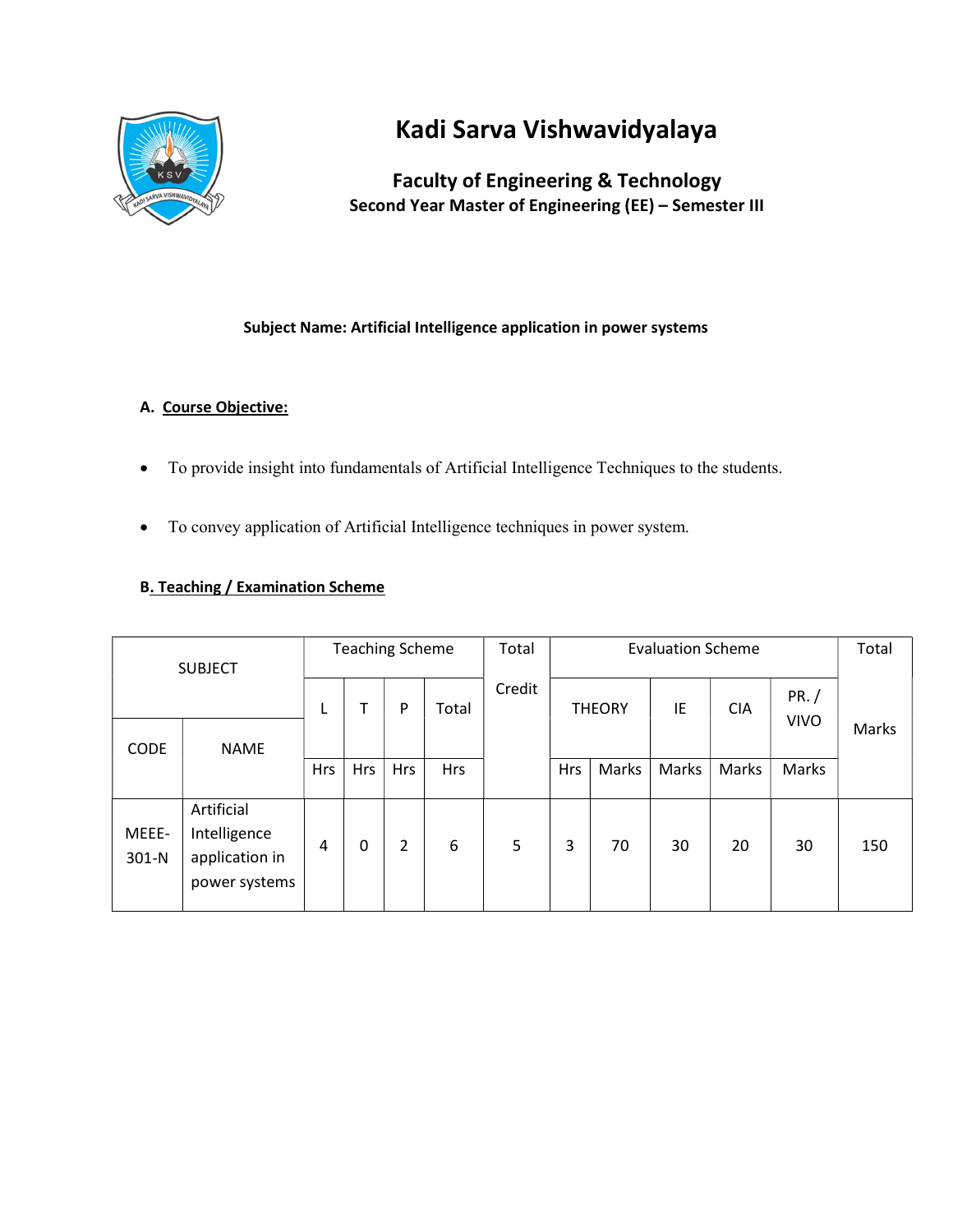# Kadi Sarva Vishwavidyalaya

## Faculty of Engineering & Technology

### Second Year Master of Engineering (EE) – Semester III

**Subject Name: Artificial Intelligence application in power systems**

**A. Course Objective:**

- To provide insight into fundamentals of Artificial Intelligence Techniques to the students.
- To convey application of Artificial Intelligence techniques in power system.

**B. Teaching / Examination Scheme**

| SUBJECT | | Teaching Scheme | | | | Total Credit | Evaluation Scheme | | | | | Total Marks |
|---|---|---|---|---|---|---|---|---|---|---|---|---|
| | | L | T | P | Total | | THEORY | | IE | CIA | PR. / VIVO | |
| CODE | NAME | Hrs | Hrs | Hrs | Hrs | | Hrs | Marks | Marks | Marks | Marks | |
| MEEE-301-N | Artificial Intelligence application in power systems | 4 | 0 | 2 | 6 | 5 | 3 | 70 | 30 | 20 | 30 | 150 |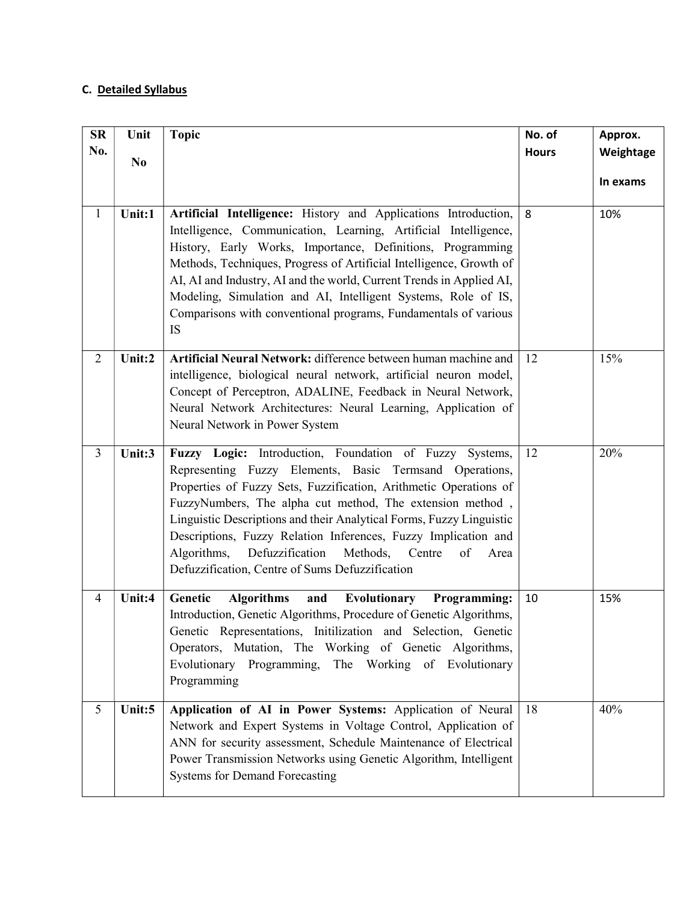## C. Detailed Syllabus

| SR No. | Unit No | Topic | No. of Hours | Approx. Weightage In exams |
|---|---|---|---|---|
| 1 | Unit:1 | **Artificial Intelligence:** History and Applications Introduction, Intelligence, Communication, Learning, Artificial Intelligence, History, Early Works, Importance, Definitions, Programming Methods, Techniques, Progress of Artificial Intelligence, Growth of AI, AI and Industry, AI and the world, Current Trends in Applied AI, Modeling, Simulation and AI, Intelligent Systems, Role of IS, Comparisons with conventional programs, Fundamentals of various IS | 8 | 10% |
| 2 | Unit:2 | **Artificial Neural Network:** difference between human machine and intelligence, biological neural network, artificial neuron model, Concept of Perceptron, ADALINE, Feedback in Neural Network, Neural Network Architectures: Neural Learning, Application of Neural Network in Power System | 12 | 15% |
| 3 | Unit:3 | **Fuzzy Logic:** Introduction, Foundation of Fuzzy Systems, Representing Fuzzy Elements, Basic Termsand Operations, Properties of Fuzzy Sets, Fuzzification, Arithmetic Operations of FuzzyNumbers, The alpha cut method, The extension method , Linguistic Descriptions and their Analytical Forms, Fuzzy Linguistic Descriptions, Fuzzy Relation Inferences, Fuzzy Implication and Algorithms, Defuzzification Methods, Centre of Area Defuzzification, Centre of Sums Defuzzification | 12 | 20% |
| 4 | Unit:4 | **Genetic Algorithms and Evolutionary Programming:** Introduction, Genetic Algorithms, Procedure of Genetic Algorithms, Genetic Representations, Initilization and Selection, Genetic Operators, Mutation, The Working of Genetic Algorithms, Evolutionary Programming, The Working of Evolutionary Programming | 10 | 15% |
| 5 | Unit:5 | **Application of AI in Power Systems:** Application of Neural Network and Expert Systems in Voltage Control, Application of ANN for security assessment, Schedule Maintenance of Electrical Power Transmission Networks using Genetic Algorithm, Intelligent Systems for Demand Forecasting | 18 | 40% |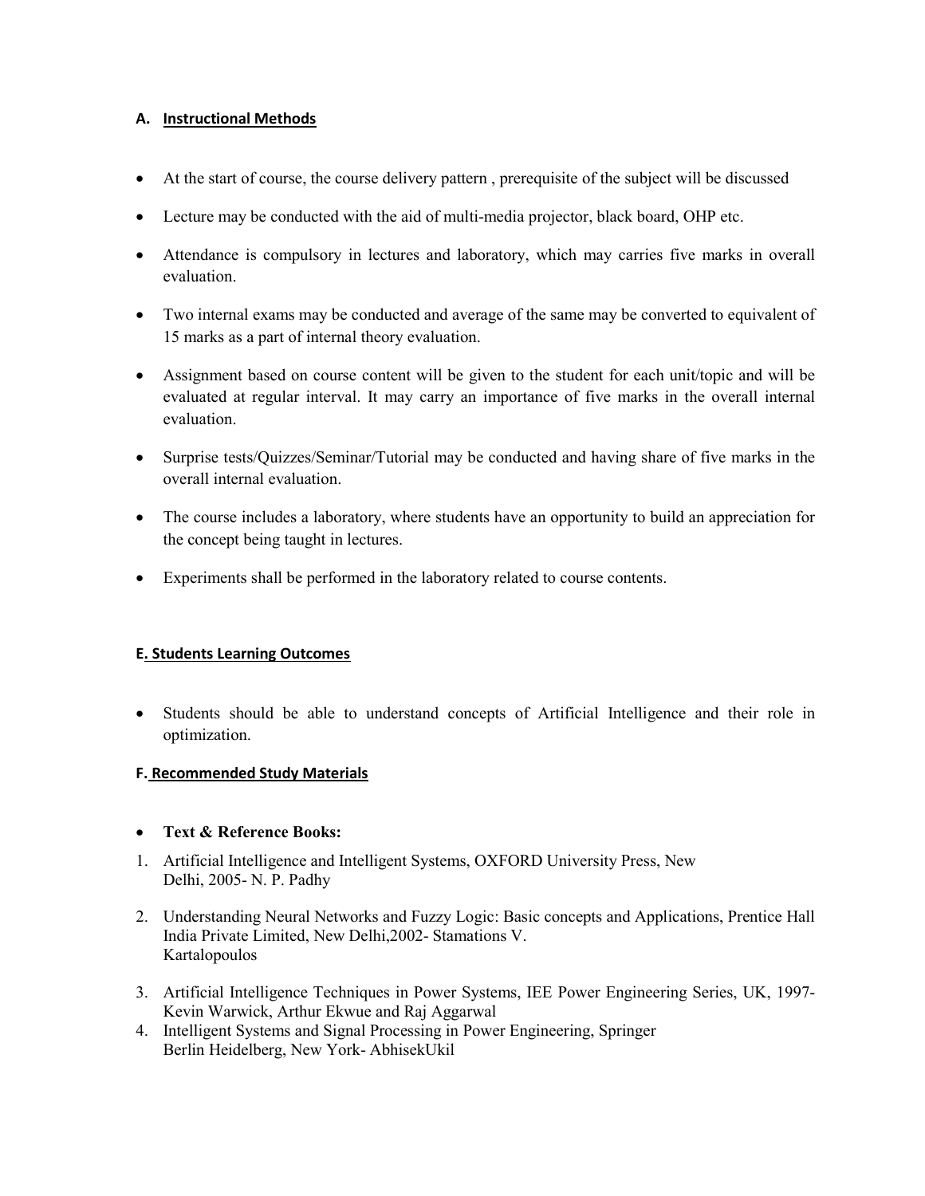## A. Instructional Methods

- At the start of course, the course delivery pattern , prerequisite of the subject will be discussed
- Lecture may be conducted with the aid of multi-media projector, black board, OHP etc.
- Attendance is compulsory in lectures and laboratory, which may carries five marks in overall evaluation.
- Two internal exams may be conducted and average of the same may be converted to equivalent of 15 marks as a part of internal theory evaluation.
- Assignment based on course content will be given to the student for each unit/topic and will be evaluated at regular interval. It may carry an importance of five marks in the overall internal evaluation.
- Surprise tests/Quizzes/Seminar/Tutorial may be conducted and having share of five marks in the overall internal evaluation.
- The course includes a laboratory, where students have an opportunity to build an appreciation for the concept being taught in lectures.
- Experiments shall be performed in the laboratory related to course contents.

## E. Students Learning Outcomes

- Students should be able to understand concepts of Artificial Intelligence and their role in optimization.

## F. Recommended Study Materials

- **Text & Reference Books:**

1. Artificial Intelligence and Intelligent Systems, OXFORD University Press, New Delhi, 2005- N. P. Padhy
2. Understanding Neural Networks and Fuzzy Logic: Basic concepts and Applications, Prentice Hall India Private Limited, New Delhi,2002- Stamations V. Kartalopoulos
3. Artificial Intelligence Techniques in Power Systems, IEE Power Engineering Series, UK, 1997- Kevin Warwick, Arthur Ekwue and Raj Aggarwal
4. Intelligent Systems and Signal Processing in Power Engineering, Springer Berlin Heidelberg, New York- AbhisekUkil